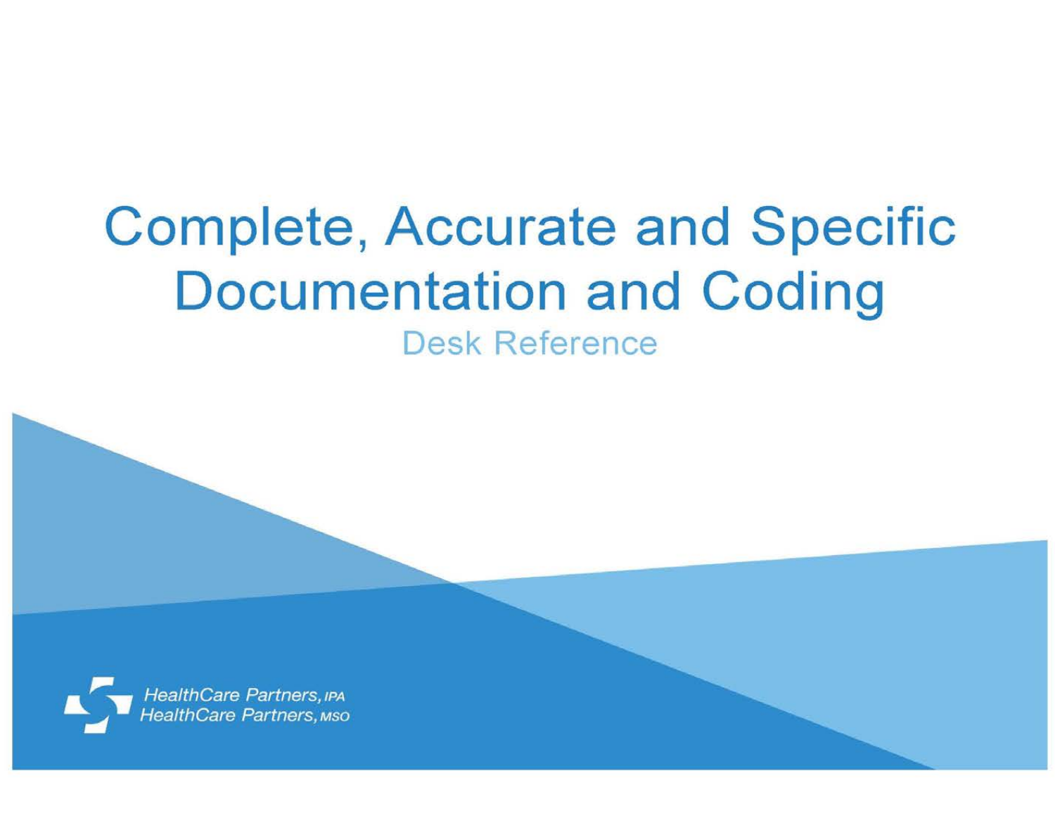# Complete, Accurate and Specific Documentation and Coding

## Desk Reference

HealthCare Partners, IPA
HealthCare Partners, MSO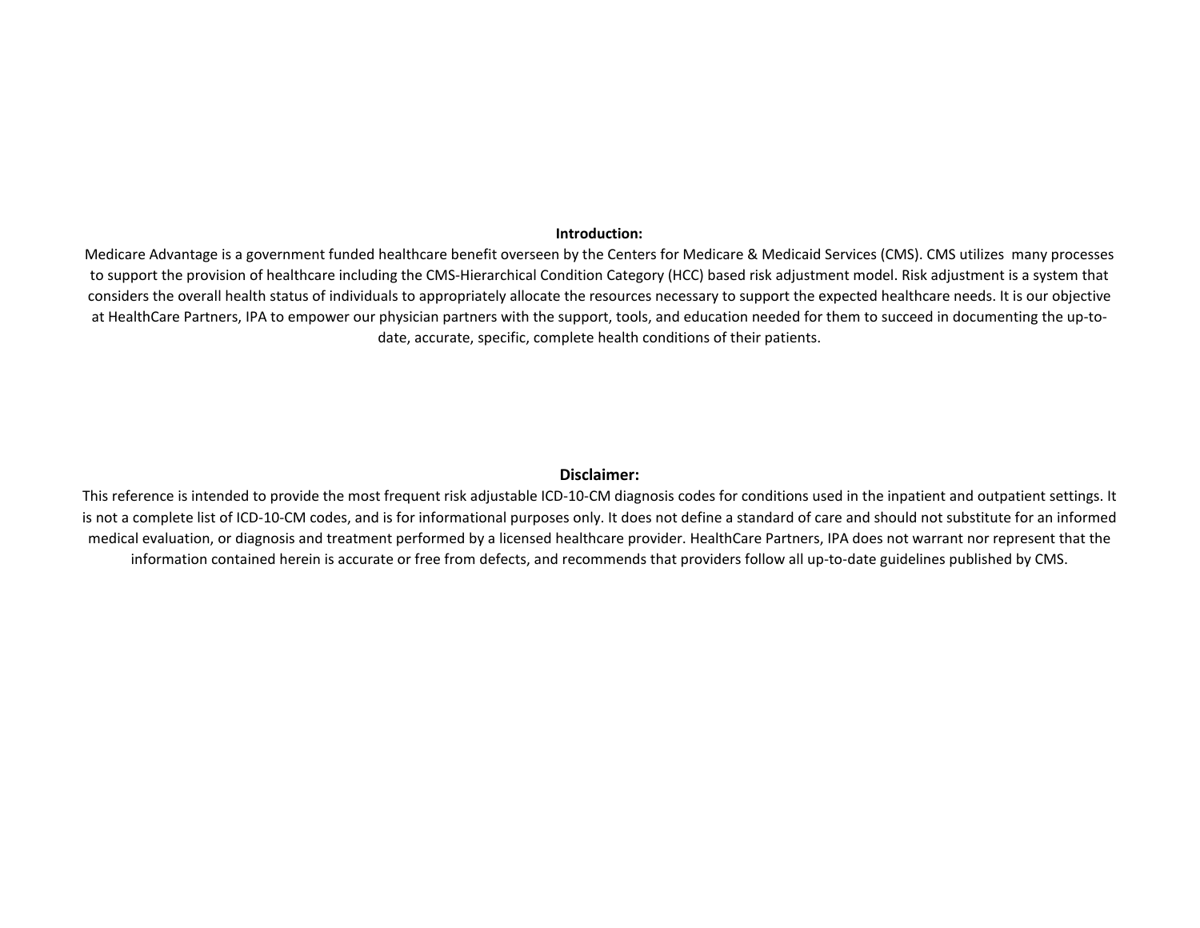**Introduction:**

Medicare Advantage is a government funded healthcare benefit overseen by the Centers for Medicare & Medicaid Services (CMS). CMS utilizes many processes to support the provision of healthcare including the CMS-Hierarchical Condition Category (HCC) based risk adjustment model. Risk adjustment is a system that considers the overall health status of individuals to appropriately allocate the resources necessary to support the expected healthcare needs. It is our objective at HealthCare Partners, IPA to empower our physician partners with the support, tools, and education needed for them to succeed in documenting the up-to-date, accurate, specific, complete health conditions of their patients.

**Disclaimer:**

This reference is intended to provide the most frequent risk adjustable ICD-10-CM diagnosis codes for conditions used in the inpatient and outpatient settings. It is not a complete list of ICD-10-CM codes, and is for informational purposes only. It does not define a standard of care and should not substitute for an informed medical evaluation, or diagnosis and treatment performed by a licensed healthcare provider. HealthCare Partners, IPA does not warrant nor represent that the information contained herein is accurate or free from defects, and recommends that providers follow all up-to-date guidelines published by CMS.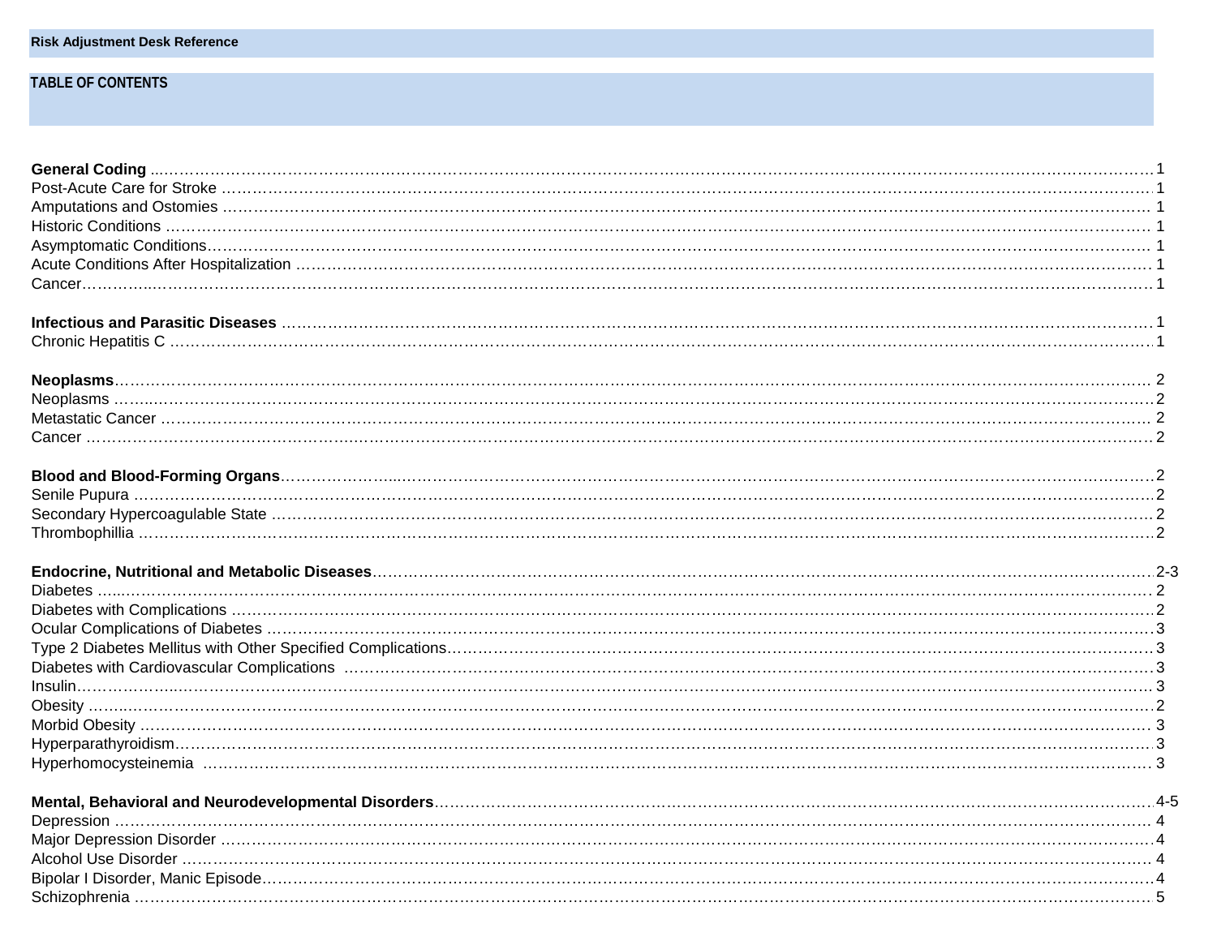**Risk Adjustment Desk Reference**

## TABLE OF CONTENTS

| | |
|---|---|
| **General Coding** | 1 |
| Post-Acute Care for Stroke | 1 |
| Amputations and Ostomies | 1 |
| Historic Conditions | 1 |
| Asymptomatic Conditions | 1 |
| Acute Conditions After Hospitalization | 1 |
| Cancer | 1 |
| | |
| **Infectious and Parasitic Diseases** | 1 |
| Chronic Hepatitis C | 1 |
| | |
| **Neoplasms** | 2 |
| Neoplasms | 2 |
| Metastatic Cancer | 2 |
| Cancer | 2 |
| | |
| **Blood and Blood-Forming Organs** | 2 |
| Senile Pupura | 2 |
| Secondary Hypercoagulable State | 2 |
| Thrombophillia | 2 |
| | |
| **Endocrine, Nutritional and Metabolic Diseases** | 2-3 |
| Diabetes | 2 |
| Diabetes with Complications | 2 |
| Ocular Complications of Diabetes | 3 |
| Type 2 Diabetes Mellitus with Other Specified Complications | 3 |
| Diabetes with Cardiovascular Complications | 3 |
| Insulin | 3 |
| Obesity | 2 |
| Morbid Obesity | 3 |
| Hyperparathyroidism | 3 |
| Hyperhomocysteinemia | 3 |
| | |
| **Mental, Behavioral and Neurodevelopmental Disorders** | 4-5 |
| Depression | 4 |
| Major Depression Disorder | 4 |
| Alcohol Use Disorder | 4 |
| Bipolar I Disorder, Manic Episode | 4 |
| Schizophrenia | 5 |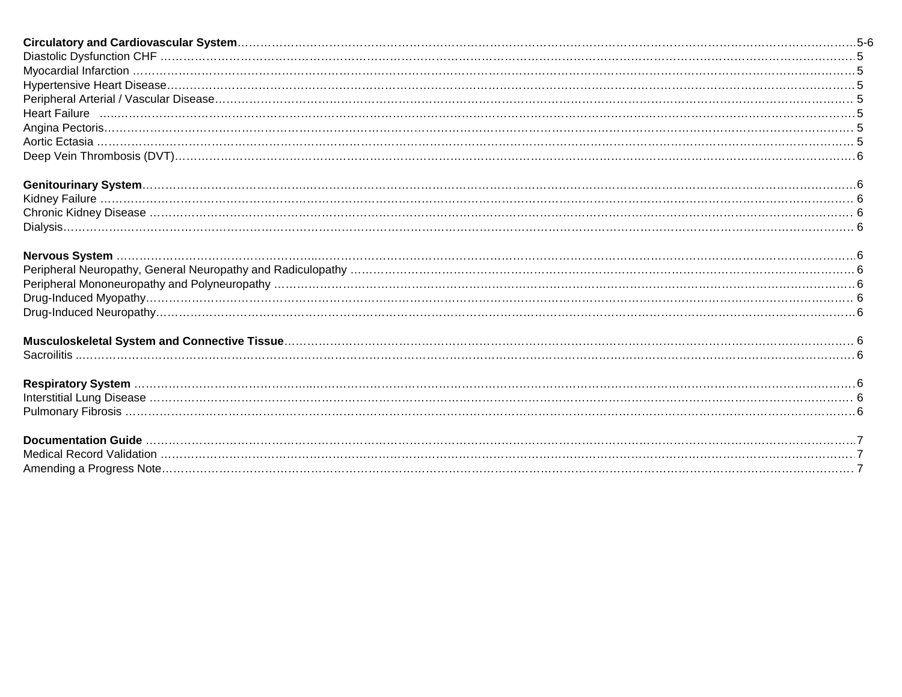**Circulatory and Cardiovascular System** ........................................................................ 5-6
Diastolic Dysfunction CHF ........................................................................ 5
Myocardial Infarction ........................................................................ 5
Hypertensive Heart Disease ........................................................................ 5
Peripheral Arterial / Vascular Disease ........................................................................ 5
Heart Failure ........................................................................ 5
Angina Pectoris ........................................................................ 5
Aortic Ectasia ........................................................................ 5
Deep Vein Thrombosis (DVT) ........................................................................ 6

**Genitourinary System** ........................................................................ 6
Kidney Failure ........................................................................ 6
Chronic Kidney Disease ........................................................................ 6
Dialysis ........................................................................ 6

**Nervous System** ........................................................................ 6
Peripheral Neuropathy, General Neuropathy and Radiculopathy ........................................................................ 6
Peripheral Mononeuropathy and Polyneuropathy ........................................................................ 6
Drug-Induced Myopathy ........................................................................ 6
Drug-Induced Neuropathy ........................................................................ 6

**Musculoskeletal System and Connective Tissue** ........................................................................ 6
Sacroilitis ........................................................................ 6

**Respiratory System** ........................................................................ 6
Interstitial Lung Disease ........................................................................ 6
Pulmonary Fibrosis ........................................................................ 6

**Documentation Guide** ........................................................................ 7
Medical Record Validation ........................................................................ 7
Amending a Progress Note ........................................................................ 7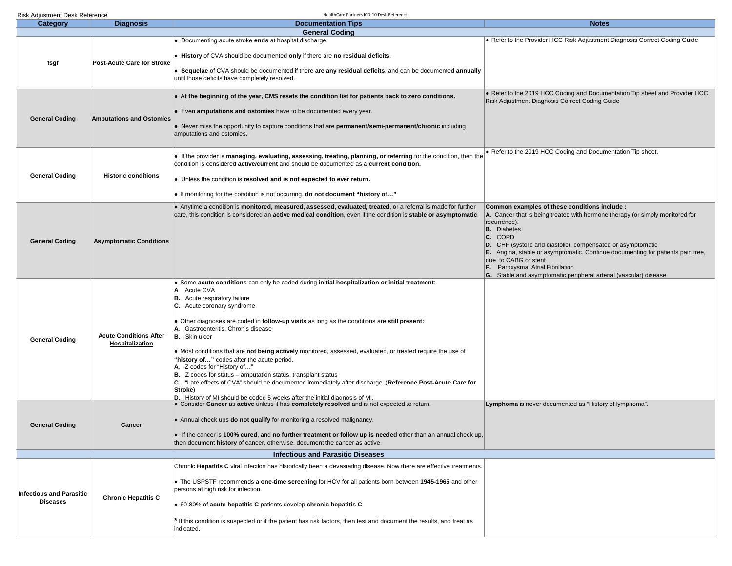| Category | Diagnosis | Documentation Tips | Notes |
|---|---|---|---|
| **General Coding** | | | |
| **fsgf** | **Post-Acute Care for Stroke** | ● Documenting acute stroke **ends** at hospital discharge.<br><br>● **History** of CVA should be documented **only** if there are **no residual deficits**.<br><br>● **Sequelae** of CVA should be documented if there **are any residual deficits**, and can be documented **annually** until those deficits have completely resolved. | ● Refer to the Provider HCC Risk Adjustment Diagnosis Correct Coding Guide |
| **General Coding** | **Amputations and Ostomies** | ● **At the beginning of the year, CMS resets the condition list for patients back to zero conditions.**<br><br>● Even **amputations and ostomies** have to be documented every year.<br><br>● Never miss the opportunity to capture conditions that are **permanent/semi-permanent/chronic** including amputations and ostomies. | ● Refer to the 2019 HCC Coding and Documentation Tip sheet and Provider HCC Risk Adjustment Diagnosis Correct Coding Guide |
| **General Coding** | **Historic conditions** | ● If the provider is **managing, evaluating, assessing, treating, planning, or referring** for the condition, then the condition is considered **active/current** and should be documented as a **current condition.**<br><br>● Unless the condition is **resolved and is not expected to ever return.**<br><br>● If monitoring for the condition is not occurring, **do not document "history of…"** | ● Refer to the 2019 HCC Coding and Documentation Tip sheet. |
| **General Coding** | **Asymptomatic Conditions** | ● Anytime a condition is **monitored, measured, assessed, evaluated, treated**, or a referral is made for further care, this condition is considered an **active medical condition**, even if the condition is **stable or asymptomatic**. | **Common examples of these conditions include :**<br>**A**. Cancer that is being treated with hormone therapy (or simply monitored for recurrence).<br>**B.** Diabetes<br>**C.** COPD<br>**D.** CHF (systolic and diastolic), compensated or asymptomatic<br>**E.** Angina, stable or asymptomatic. Continue documenting for patients pain free, due to CABG or stent<br>**F.** Paroxysmal Atrial Fibrillation<br>**G.** Stable and asymptomatic peripheral arterial (vascular) disease |
| **General Coding** | **Acute Conditions After Hospitalization** | ● Some **acute conditions** can only be coded during **initial hospitalization or initial treatment**:<br>**A**. Acute CVA<br>**B.** Acute respiratory failure<br>**C.** Acute coronary syndrome<br><br>● Other diagnoses are coded in **follow-up visits** as long as the conditions are **still present:**<br>**A.** Gastroenteritis, Chron's disease<br>**B.** Skin ulcer<br><br>● Most conditions that are **not being actively** monitored, assessed, evaluated, or treated require the use of **"history of…"** codes after the acute period.<br>**A.** Z codes for "History of…"<br>**B.** Z codes for status – amputation status, transplant status<br>**C.** "Late effects of CVA" should be documented immediately after discharge. (**Reference Post-Acute Care for Stroke**)<br>**D.** History of MI should be coded 5 weeks after the initial diagnosis of MI. | |
| **General Coding** | **Cancer** | ● Consider **Cancer** as **active** unless it has **completely resolved** and is not expected to return.<br><br>● Annual check ups **do not qualify** for monitoring a resolved malignancy.<br><br>● If the cancer is **100% cured**, and **no further treatment or follow up is needed** other than an annual check up, then document **history** of cancer, otherwise, document the cancer as active. | **Lymphoma** is never documented as "History of lymphoma". |
| **Infectious and Parasitic Diseases** | | | |
| **Infectious and Parasitic Diseases** | **Chronic Hepatitis C** | Chronic **Hepatitis C** viral infection has historically been a devastating disease. Now there are effective treatments.<br><br>● The USPSTF recommends a **one-time screening** for HCV for all patients born between **1945-1965** and other persons at high risk for infection.<br><br>● 60-80% of **acute hepatitis C** patients develop **chronic hepatitis C**.<br><br>**\*** If this condition is suspected or if the patient has risk factors, then test and document the results, and treat as indicated. | |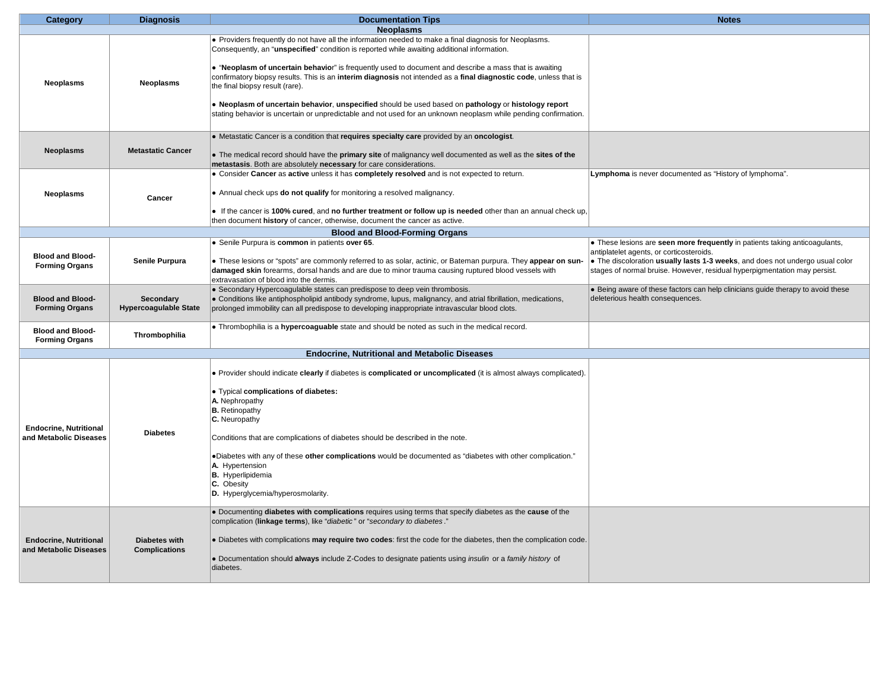| Category | Diagnosis | Documentation Tips | Notes |
|---|---|---|---|
| **Neoplasms** | | | |
| **Neoplasms** | **Neoplasms** | • Providers frequently do not have all the information needed to make a final diagnosis for Neoplasms. Consequently, an "**unspecified**" condition is reported while awaiting additional information.<br><br>• "**Neoplasm of uncertain behavio**r" is frequently used to document and describe a mass that is awaiting confirmatory biopsy results. This is an **interim diagnosis** not intended as a **final diagnostic code**, unless that is the final biopsy result (rare).<br><br>• **Neoplasm of uncertain behavior**, **unspecified** should be used based on **pathology** or **histology report** stating behavior is uncertain or unpredictable and not used for an unknown neoplasm while pending confirmation. | |
| **Neoplasms** | **Metastatic Cancer** | • Metastatic Cancer is a condition that **requires specialty care** provided by an **oncologist**.<br><br>• The medical record should have the **primary site** of malignancy well documented as well as the **sites of the metastasis**. Both are absolutely **necessary** for care considerations. | |
| **Neoplasms** | **Cancer** | • Consider **Cancer** as **active** unless it has **completely resolved** and is not expected to return.<br><br>• Annual check ups **do not qualify** for monitoring a resolved malignancy.<br><br>• If the cancer is **100% cured**, and **no further treatment or follow up is needed** other than an annual check up, then document **history** of cancer, otherwise, document the cancer as active. | **Lymphoma** is never documented as "History of lymphoma". |
| **Blood and Blood-Forming Organs** | | | |
| **Blood and Blood-Forming Organs** | **Senile Purpura** | • Senile Purpura is **common** in patients **over 65**.<br><br>• These lesions or "spots" are commonly referred to as solar, actinic, or Bateman purpura. They **appear on sun-damaged skin** forearms, dorsal hands and are due to minor trauma causing ruptured blood vessels with extravasation of blood into the dermis. | • These lesions are **seen more frequently** in patients taking anticoagulants, antiplatelet agents, or corticosteroids.<br>• The discoloration **usually lasts 1-3 weeks**, and does not undergo usual color stages of normal bruise. However, residual hyperpigmentation may persist. |
| **Blood and Blood-Forming Organs** | **Secondary Hypercoagulable State** | • Secondary Hypercoagulable states can predispose to deep vein thrombosis.<br>• Conditions like antiphospholipid antibody syndrome, lupus, malignancy, and atrial fibrillation, medications, prolonged immobility can all predispose to developing inappropriate intravascular blood clots. | • Being aware of these factors can help clinicians guide therapy to avoid these deleterious health consequences. |
| **Blood and Blood-Forming Organs** | **Thrombophilia** | • Thrombophilia is a **hypercoaguable** state and should be noted as such in the medical record. | |
| **Endocrine, Nutritional and Metabolic Diseases** | | | |
| **Endocrine, Nutritional and Metabolic Diseases** | **Diabetes** | • Provider should indicate **clearly** if diabetes is **complicated or uncomplicated** (it is almost always complicated).<br><br>• Typical **complications of diabetes:**<br>**A.** Nephropathy<br>**B.** Retinopathy<br>**C.** Neuropathy<br><br>Conditions that are complications of diabetes should be described in the note.<br><br>•Diabetes with any of these **other complications** would be documented as "diabetes with other complication."<br>**A.** Hypertension<br>**B.** Hyperlipidemia<br>**C.** Obesity<br>**D.** Hyperglycemia/hyperosmolarity. | |
| **Endocrine, Nutritional and Metabolic Diseases** | **Diabetes with Complications** | • Documenting **diabetes with complications** requires using terms that specify diabetes as the **cause** of the complication (**linkage terms**), like "*diabetic*" or "*secondary to diabetes*."<br><br>• Diabetes with complications **may require two codes**: first the code for the diabetes, then the complication code.<br><br>• Documentation should **always** include Z-Codes to designate patients using *insulin* or a *family history* of diabetes. | |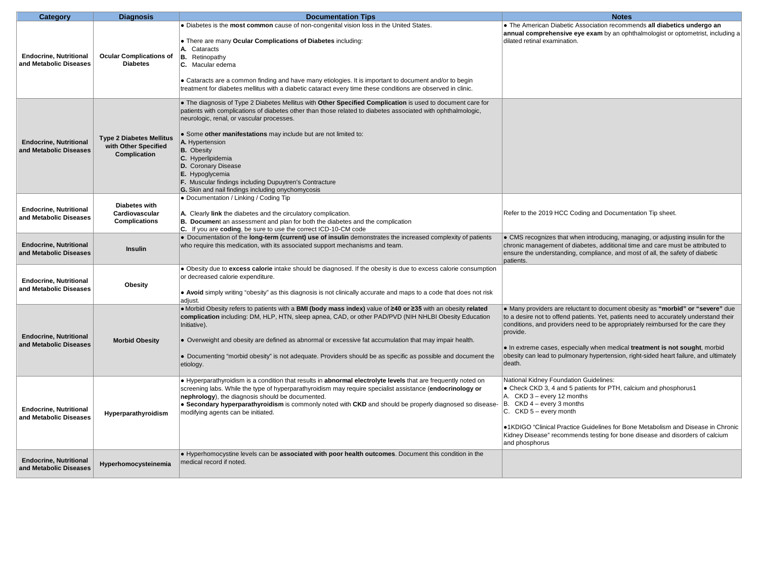| Category | Diagnosis | Documentation Tips | Notes |
|---|---|---|---|
| **Endocrine, Nutritional and Metabolic Diseases** | **Ocular Complications of Diabetes** | • Diabetes is the **most common** cause of non-congenital vision loss in the United States.<br><br>• There are many **Ocular Complications of Diabetes** including:<br>**A.** Cataracts<br>**B.** Retinopathy<br>**C.** Macular edema<br><br>• Cataracts are a common finding and have many etiologies. It is important to document and/or to begin treatment for diabetes mellitus with a diabetic cataract every time these conditions are observed in clinic. | • The American Diabetic Association recommends **all diabetics undergo an annual comprehensive eye exam** by an ophthalmologist or optometrist, including a dilated retinal examination. |
| **Endocrine, Nutritional and Metabolic Diseases** | **Type 2 Diabetes Mellitus with Other Specified Complication** | • The diagnosis of Type 2 Diabetes Mellitus with **Other Specified Complication** is used to document care for patients with complications of diabetes other than those related to diabetes associated with ophthalmologic, neurologic, renal, or vascular processes.<br><br>• Some **other manifestations** may include but are not limited to:<br>**A.** Hypertension<br>**B.** Obesity<br>**C.** Hyperlipidemia<br>**D.** Coronary Disease<br>**E.** Hypoglycemia<br>**F.** Muscular findings including Dupuytren's Contracture<br>**G.** Skin and nail findings including onychomycosis | |
| **Endocrine, Nutritional and Metabolic Diseases** | **Diabetes with Cardiovascular Complications** | • Documentation / Linking / Coding Tip<br><br>**A.** Clearly **link** the diabetes and the circulatory complication.<br>**B.** **Document** an assessment and plan for both the diabetes and the complication<br>**C.** If you are **coding**, be sure to use the correct ICD-10-CM code | Refer to the 2019 HCC Coding and Documentation Tip sheet. |
| **Endocrine, Nutritional and Metabolic Diseases** | **Insulin** | • Documentation of the **long-term (current) use of insulin** demonstrates the increased complexity of patients who require this medication, with its associated support mechanisms and team. | • CMS recognizes that when introducing, managing, or adjusting insulin for the chronic management of diabetes, additional time and care must be attributed to ensure the understanding, compliance, and most of all, the safety of diabetic patients. |
| **Endocrine, Nutritional and Metabolic Diseases** | **Obesity** | • Obesity due to **excess calorie** intake should be diagnosed. If the obesity is due to excess calorie consumption or decreased calorie expenditure.<br><br>• **Avoid** simply writing "obesity" as this diagnosis is not clinically accurate and maps to a code that does not risk adjust. | |
| **Endocrine, Nutritional and Metabolic Diseases** | **Morbid Obesity** | • Morbid Obesity refers to patients with a **BMI (body mass index)** value of **≥40 or ≥35** with an obesity **related complication** including: DM, HLP, HTN, sleep apnea, CAD, or other PAD/PVD (NIH NHLBI Obesity Education Initiative).<br><br>• Overweight and obesity are defined as abnormal or excessive fat accumulation that may impair health.<br><br>• Documenting "morbid obesity" is not adequate. Providers should be as specific as possible and document the etiology. | • Many providers are reluctant to document obesity as **"morbid" or "severe"** due to a desire not to offend patients. Yet, patients need to accurately understand their conditions, and providers need to be appropriately reimbursed for the care they provide.<br><br>• In extreme cases, especially when medical **treatment is not sought**, morbid obesity can lead to pulmonary hypertension, right-sided heart failure, and ultimately death. |
| **Endocrine, Nutritional and Metabolic Diseases** | **Hyperparathyroidism** | • Hyperparathyroidism is a condition that results in **abnormal electrolyte levels** that are frequently noted on screening labs. While the type of hyperparathyroidism may require specialist assistance (**endocrinology or nephrology**), the diagnosis should be documented.<br>• **Secondary hyperparathyroidism** is commonly noted with **CKD** and should be properly diagnosed so disease-modifying agents can be initiated. | National Kidney Foundation Guidelines:<br>• Check CKD 3, 4 and 5 patients for PTH, calcium and phosphorus[1]<br>A. CKD 3 – every 12 months<br>B. CKD 4 – every 3 months<br>C. CKD 5 – every month<br><br>•[1]KDIGO "Clinical Practice Guidelines for Bone Metabolism and Disease in Chronic Kidney Disease" recommends testing for bone disease and disorders of calcium and phosphorus |
| **Endocrine, Nutritional and Metabolic Diseases** | **Hyperhomocysteinemia** | • Hyperhomocystine levels can be **associated with poor health outcomes**. Document this condition in the medical record if noted. | |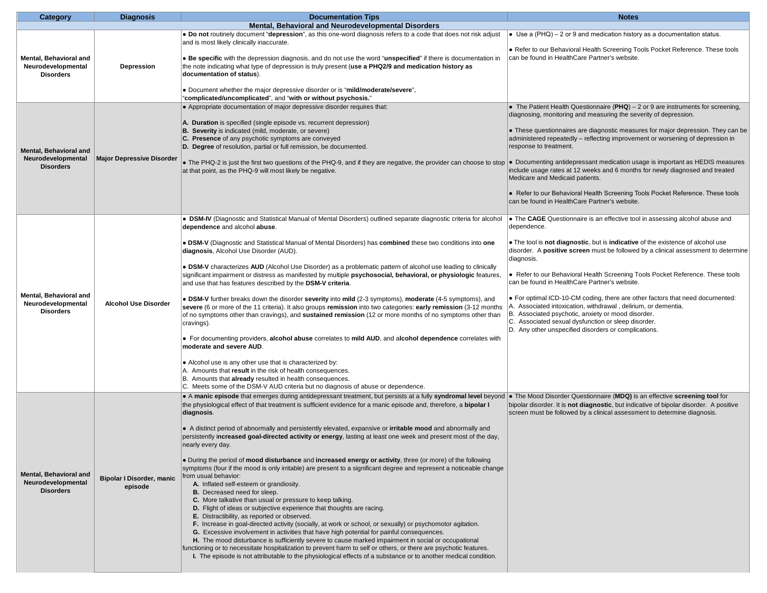| Category | Diagnosis | Documentation Tips | Notes |
|---|---|---|---|
| **Mental, Behavioral and Neurodevelopmental Disorders** | | | |
| **Mental, Behavioral and Neurodevelopmental Disorders** | **Depression** | • **Do not** routinely document "**depression**", as this one-word diagnosis refers to a code that does not risk adjust and is most likely clinically inaccurate.<br><br>• **Be specific** with the depression diagnosis, and do not use the word "**unspecified**" if there is documentation in the note indicating what type of depression is truly present (**use a PHQ2/9 and medication history as documentation of status**).<br><br>• Document whether the major depressive disorder or is "**mild/moderate/severe**", "**complicated/uncomplicated**", and "**with or without psychosis.**" | • Use a (PHQ) – 2 or 9 and medication history as a documentation status.<br><br>• Refer to our Behavioral Health Screening Tools Pocket Reference. These tools can be found in HealthCare Partner's website. |
| **Mental, Behavioral and Neurodevelopmental Disorders** | **Major Depressive Disorder** | • Appropriate documentation of major depressive disorder requires that:<br><br>**A. Duration** is specified (single episode vs. recurrent depression)<br>**B. Severity** is indicated (mild, moderate, or severe)<br>**C. Presence** of any psychotic symptoms are conveyed<br>**D. Degree** of resolution, partial or full remission, be documented.<br><br>• The PHQ-2 is just the first two questions of the PHQ-9, and if they are negative, the provider can choose to stop at that point, as the PHQ-9 will most likely be negative. | • The Patient Health Questionnaire (**PHQ**) – 2 or 9 are instruments for screening, diagnosing, monitoring and measuring the severity of depression.<br><br>• These questionnaires are diagnostic measures for major depression. They can be administered repeatedly – reflecting improvement or worsening of depression in response to treatment.<br><br>• Documenting antidepressant medication usage is important as HEDIS measures include usage rates at 12 weeks and 6 months for newly diagnosed and treated Medicare and Medicaid patients.<br><br>• Refer to our Behavioral Health Screening Tools Pocket Reference. These tools can be found in HealthCare Partner's website. |
| **Mental, Behavioral and Neurodevelopmental Disorders** | **Alcohol Use Disorder** | • **DSM-IV** (Diagnostic and Statistical Manual of Mental Disorders) outlined separate diagnostic criteria for alcohol **dependence** and alcohol **abuse**.<br><br>• **DSM-V** (Diagnostic and Statistical Manual of Mental Disorders) has **combined** these two conditions into **one diagnosis**, Alcohol Use Disorder (AUD).<br><br>• **DSM-V** characterizes **AUD** (Alcohol Use Disorder) as a problematic pattern of alcohol use leading to clinically significant impairment or distress as manifested by multiple **psychosocial, behavioral, or physiologic** features, and use that has features described by the **DSM-V criteria**.<br><br>• **DSM-V** further breaks down the disorder **severity** into **mild** (2-3 symptoms), **moderate** (4-5 symptoms), and **severe** (6 or more of the 11 criteria). It also groups **remission** into two categories: **early remission** (3-12 months of no symptoms other than cravings), and **sustained remission** (12 or more months of no symptoms other than cravings).<br><br>• For documenting providers, **alcohol abuse** correlates to **mild AUD**, and a**lcohol dependence** correlates with **moderate and severe AUD**.<br><br>• Alcohol use is any other use that is characterized by:<br>A. Amounts that **result** in the risk of health consequences.<br>B. Amounts that **already** resulted in health consequences.<br>C. Meets some of the DSM-V AUD criteria but no diagnosis of abuse or dependence. | • The **CAGE** Questionnaire is an effective tool in assessing alcohol abuse and dependence.<br><br>• The tool is **not diagnostic**, but is **indicative** of the existence of alcohol use disorder. A **positive screen** must be followed by a clinical assessment to determine diagnosis.<br><br>• Refer to our Behavioral Health Screening Tools Pocket Reference. These tools can be found in HealthCare Partner's website.<br><br>• For optimal ICD-10-CM coding, there are other factors that need documented:<br>A. Associated intoxication, withdrawal , delirium, or dementia.<br>B. Associated psychotic, anxiety or mood disorder.<br>C. Associated sexual dysfunction or sleep disorder.<br>D. Any other unspecified disorders or complications. |
| **Mental, Behavioral and Neurodevelopmental Disorders** | **Bipolar I Disorder, manic episode** | • A **manic episode** that emerges during antidepressant treatment, but persists at a fully **syndromal level** beyond the physiological effect of that treatment is sufficient evidence for a manic episode and, therefore, a **bipolar I diagnosis**.<br><br>• A distinct period of abnormally and persistently elevated, expansive or **irritable mood** and abnormally and persistently **increased goal-directed activity or energy**, lasting at least one week and present most of the day, nearly every day.<br><br>• During the period of **mood disturbance** and **increased energy or activity**, three (or more) of the following symptoms (four if the mood is only irritable) are present to a significant degree and represent a noticeable change from usual behavior:<br>**A.** Inflated self-esteem or grandiosity.<br>**B.** Decreased need for sleep.<br>**C.** More talkative than usual or pressure to keep talking.<br>**D.** Flight of ideas or subjective experience that thoughts are racing.<br>**E.** Distractibility, as reported or observed.<br>**F.** Increase in goal-directed activity (socially, at work or school, or sexually) or psychomotor agitation.<br>**G.** Excessive involvement in activities that have high potential for painful consequences.<br>**H.** The mood disturbance is sufficiently severe to cause marked impairment in social or occupational functioning or to necessitate hospitalization to prevent harm to self or others, or there are psychotic features.<br>**I.** The episode is not attributable to the physiological effects of a substance or to another medical condition. | • The Mood Disorder Questionnaire (**MDQ)** is an effective **screening tool** for bipolar disorder. It is **not diagnostic**, but indicative of bipolar disorder. A positive screen must be followed by a clinical assessment to determine diagnosis. |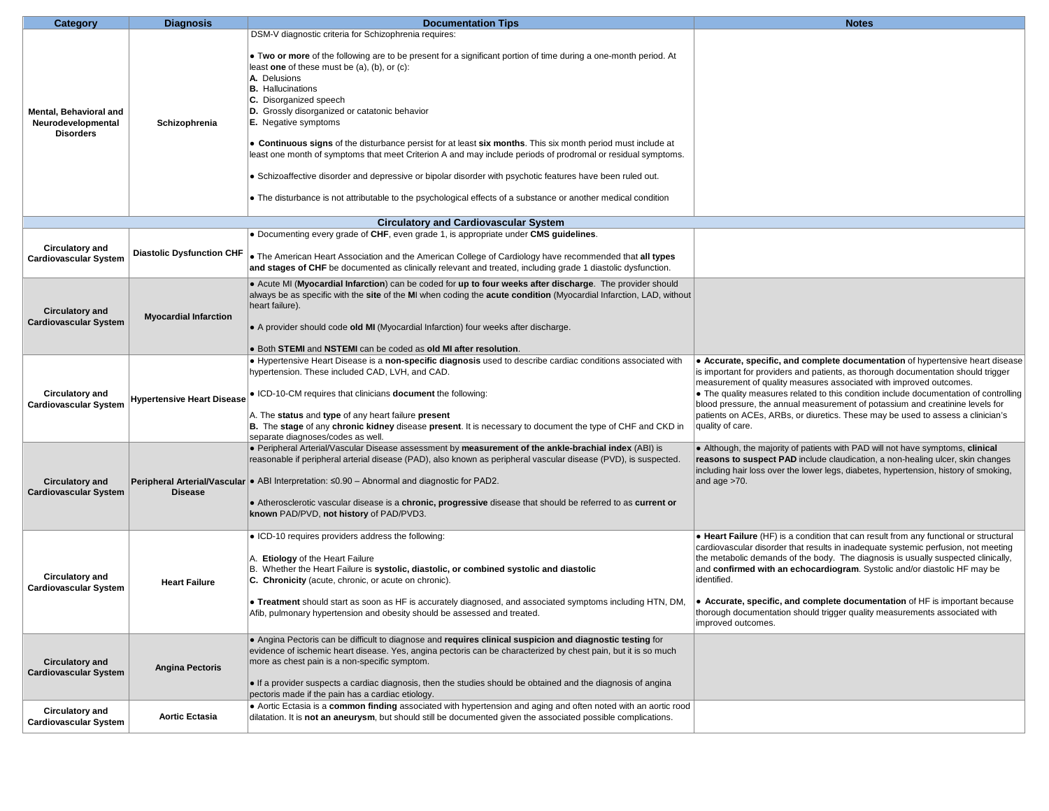| Category | Diagnosis | Documentation Tips | Notes |
|---|---|---|---|
| **Mental, Behavioral and Neurodevelopmental Disorders** | **Schizophrenia** | DSM-V diagnostic criteria for Schizophrenia requires:<br><br>● Two or more of the following are to be present for a significant portion of time during a one-month period. At least **one** of these must be (a), (b), or (c):<br>**A.** Delusions<br>**B.** Hallucinations<br>**C.** Disorganized speech<br>**D.** Grossly disorganized or catatonic behavior<br>**E.** Negative symptoms<br><br>● **Continuous signs** of the disturbance persist for at least **six months**. This six month period must include at least one month of symptoms that meet Criterion A and may include periods of prodromal or residual symptoms.<br><br>● Schizoaffective disorder and depressive or bipolar disorder with psychotic features have been ruled out.<br><br>● The disturbance is not attributable to the psychological effects of a substance or another medical condition | |
| **Circulatory and Cardiovascular System** | | | |
| **Circulatory and Cardiovascular System** | **Diastolic Dysfunction CHF** | ● Documenting every grade of **CHF**, even grade 1, is appropriate under **CMS guidelines**.<br><br>● The American Heart Association and the American College of Cardiology have recommended that **all types and stages of CHF** be documented as clinically relevant and treated, including grade 1 diastolic dysfunction. | |
| **Circulatory and Cardiovascular System** | **Myocardial Infarction** | ● Acute MI (**Myocardial Infarction**) can be coded for **up to four weeks after discharge**. The provider should always be as specific with the **site** of the **M**I when coding the **acute condition** (Myocardial Infarction, LAD, without heart failure).<br><br>● A provider should code **old MI** (Myocardial Infarction) four weeks after discharge.<br><br>● Both **STEMI** and **NSTEMI** can be coded as **old MI after resolution**. | |
| **Circulatory and Cardiovascular System** | **Hypertensive Heart Disease** | ● Hypertensive Heart Disease is a **non-specific diagnosis** used to describe cardiac conditions associated with hypertension. These included CAD, LVH, and CAD.<br><br>● ICD-10-CM requires that clinicians **document** the following:<br><br>A. The **status** and **type** of any heart failure **present**<br>**B.** The **stage** of any **chronic kidney** disease **present**. It is necessary to document the type of CHF and CKD in separate diagnoses/codes as well. | ● **Accurate, specific, and complete documentation** of hypertensive heart disease is important for providers and patients, as thorough documentation should trigger measurement of quality measures associated with improved outcomes.<br>● The quality measures related to this condition include documentation of controlling blood pressure, the annual measurement of potassium and creatinine levels for patients on ACEs, ARBs, or diuretics. These may be used to assess a clinician's quality of care. |
| **Circulatory and Cardiovascular System** | **Peripheral Arterial/Vascular Disease** | ● Peripheral Arterial/Vascular Disease assessment by **measurement of the ankle-brachial index** (ABI) is reasonable if peripheral arterial disease (PAD), also known as peripheral vascular disease (PVD), is suspected.<br><br>● ABI Interpretation: ≤0.90 – Abnormal and diagnostic for PAD2.<br><br>● Atherosclerotic vascular disease is a **chronic, progressive** disease that should be referred to as **current or known** PAD/PVD, **not history** of PAD/PVD3. | ● Although, the majority of patients with PAD will not have symptoms, **clinical reasons to suspect PAD** include claudication, a non-healing ulcer, skin changes including hair loss over the lower legs, diabetes, hypertension, history of smoking, and age >70. |
| **Circulatory and Cardiovascular System** | **Heart Failure** | ● ICD-10 requires providers address the following:<br><br>A. **Etiology** of the Heart Failure<br>B. Whether the Heart Failure is **systolic, diastolic, or combined systolic and diastolic**<br>**C. Chronicity** (acute, chronic, or acute on chronic).<br><br>● **Treatment** should start as soon as HF is accurately diagnosed, and associated symptoms including HTN, DM, Afib, pulmonary hypertension and obesity should be assessed and treated. | ● **Heart Failure** (HF) is a condition that can result from any functional or structural cardiovascular disorder that results in inadequate systemic perfusion, not meeting the metabolic demands of the body. The diagnosis is usually suspected clinically, and **confirmed with an echocardiogram**. Systolic and/or diastolic HF may be identified.<br><br>● **Accurate, specific, and complete documentation** of HF is important because thorough documentation should trigger quality measurements associated with improved outcomes. |
| **Circulatory and Cardiovascular System** | **Angina Pectoris** | ● Angina Pectoris can be difficult to diagnose and **requires clinical suspicion and diagnostic testing** for evidence of ischemic heart disease. Yes, angina pectoris can be characterized by chest pain, but it is so much more as chest pain is a non-specific symptom.<br><br>● If a provider suspects a cardiac diagnosis, then the studies should be obtained and the diagnosis of angina pectoris made if the pain has a cardiac etiology. | |
| **Circulatory and Cardiovascular System** | **Aortic Ectasia** | ● Aortic Ectasia is a **common finding** associated with hypertension and aging and often noted with an aortic rood dilatation. It is **not an aneurysm**, but should still be documented given the associated possible complications. | |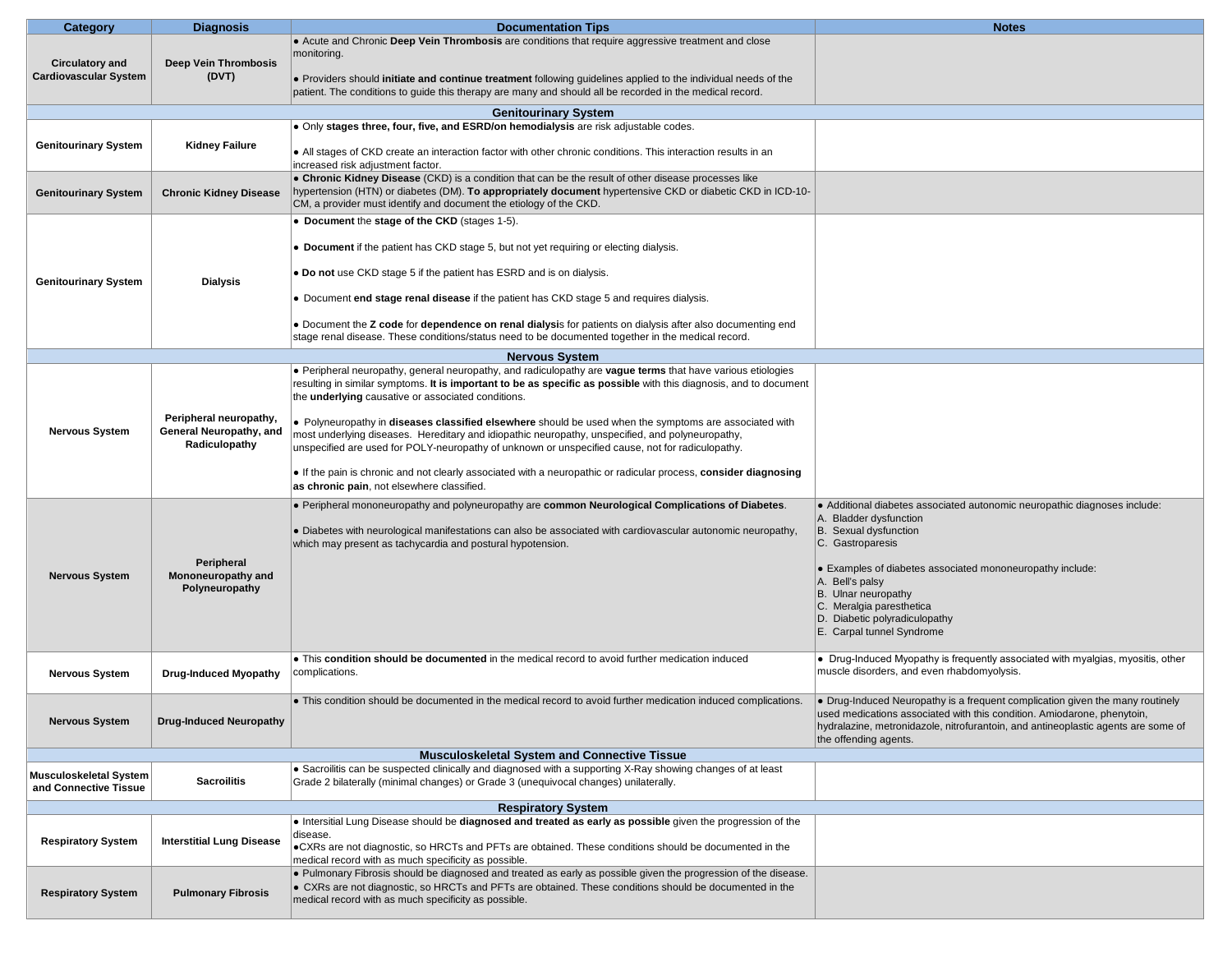| Category | Diagnosis | Documentation Tips | Notes |
|---|---|---|---|
| **Circulatory and Cardiovascular System** | **Deep Vein Thrombosis (DVT)** | ● Acute and Chronic **Deep Vein Thrombosis** are conditions that require aggressive treatment and close monitoring.<br><br>● Providers should **initiate and continue treatment** following guidelines applied to the individual needs of the patient. The conditions to guide this therapy are many and should all be recorded in the medical record. | |
| **Genitourinary System** | | | |
| **Genitourinary System** | **Kidney Failure** | ● Only **stages three, four, five, and ESRD/on hemodialysis** are risk adjustable codes.<br><br>● All stages of CKD create an interaction factor with other chronic conditions. This interaction results in an increased risk adjustment factor. | |
| **Genitourinary System** | **Chronic Kidney Disease** | ● **Chronic Kidney Disease** (CKD) is a condition that can be the result of other disease processes like hypertension (HTN) or diabetes (DM). **To appropriately document** hypertensive CKD or diabetic CKD in ICD-10-CM, a provider must identify and document the etiology of the CKD. | |
| **Genitourinary System** | **Dialysis** | ● **Document** the **stage of the CKD** (stages 1-5).<br><br>● **Document** if the patient has CKD stage 5, but not yet requiring or electing dialysis.<br><br>● **Do not** use CKD stage 5 if the patient has ESRD and is on dialysis.<br><br>● Document **end stage renal disease** if the patient has CKD stage 5 and requires dialysis.<br><br>● Document the **Z code** for **dependence on renal dialysis** for patients on dialysis after also documenting end stage renal disease. These conditions/status need to be documented together in the medical record. | |
| **Nervous System** | | | |
| **Nervous System** | **Peripheral neuropathy, General Neuropathy, and Radiculopathy** | ● Peripheral neuropathy, general neuropathy, and radiculopathy are **vague terms** that have various etiologies resulting in similar symptoms. **It is important to be as specific as possible** with this diagnosis, and to document the **underlying** causative or associated conditions.<br><br>● Polyneuropathy in **diseases classified elsewhere** should be used when the symptoms are associated with most underlying diseases. Hereditary and idiopathic neuropathy, unspecified, and polyneuropathy, unspecified are used for POLY-neuropathy of unknown or unspecified cause, not for radiculopathy.<br><br>● If the pain is chronic and not clearly associated with a neuropathic or radicular process, **consider diagnosing as chronic pain**, not elsewhere classified. | |
| **Nervous System** | **Peripheral Mononeuropathy and Polyneuropathy** | ● Peripheral mononeuropathy and polyneuropathy are **common Neurological Complications of Diabetes**.<br><br>● Diabetes with neurological manifestations can also be associated with cardiovascular autonomic neuropathy, which may present as tachycardia and postural hypotension. | ● Additional diabetes associated autonomic neuropathic diagnoses include:<br>A. Bladder dysfunction<br>B. Sexual dysfunction<br>C. Gastroparesis<br><br>● Examples of diabetes associated mononeuropathy include:<br>A. Bell's palsy<br>B. Ulnar neuropathy<br>C. Meralgia paresthetica<br>D. Diabetic polyradiculopathy<br>E. Carpal tunnel Syndrome |
| **Nervous System** | **Drug-Induced Myopathy** | ● This **condition should be documented** in the medical record to avoid further medication induced complications. | ● Drug-Induced Myopathy is frequently associated with myalgias, myositis, other muscle disorders, and even rhabdomyolysis. |
| **Nervous System** | **Drug-Induced Neuropathy** | ● This condition should be documented in the medical record to avoid further medication induced complications. | ● Drug-Induced Neuropathy is a frequent complication given the many routinely used medications associated with this condition. Amiodarone, phenytoin, hydralazine, metronidazole, nitrofurantoin, and antineoplastic agents are some of the offending agents. |
| **Musculoskeletal System and Connective Tissue** | | | |
| **Musculoskeletal System and Connective Tissue** | **Sacroilitis** | ● Sacroilitis can be suspected clinically and diagnosed with a supporting X-Ray showing changes of at least Grade 2 bilaterally (minimal changes) or Grade 3 (unequivocal changes) unilaterally. | |
| **Respiratory System** | | | |
| **Respiratory System** | **Interstitial Lung Disease** | ● Intersitial Lung Disease should be **diagnosed and treated as early as possible** given the progression of the disease.<br>●CXRs are not diagnostic, so HRCTs and PFTs are obtained. These conditions should be documented in the medical record with as much specificity as possible. | |
| **Respiratory System** | **Pulmonary Fibrosis** | ● Pulmonary Fibrosis should be diagnosed and treated as early as possible given the progression of the disease.<br>● CXRs are not diagnostic, so HRCTs and PFTs are obtained. These conditions should be documented in the medical record with as much specificity as possible. | |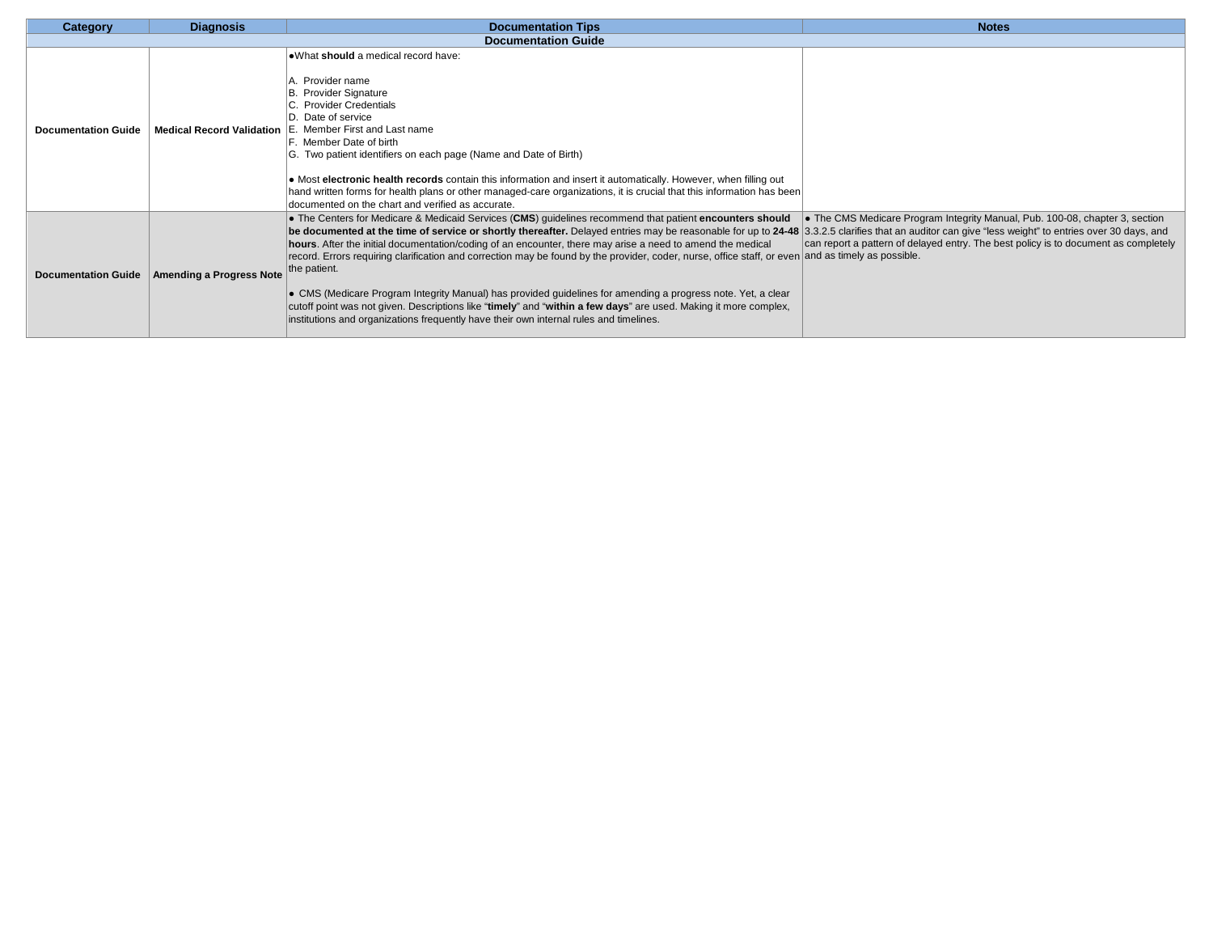| Category | Diagnosis | Documentation Tips | Notes |
|---|---|---|---|
| **Documentation Guide** | | | |
| **Documentation Guide** | **Medical Record Validation** | •What **should** a medical record have:<br><br>A. Provider name<br>B. Provider Signature<br>C. Provider Credentials<br>D. Date of service<br>E. Member First and Last name<br>F. Member Date of birth<br>G. Two patient identifiers on each page (Name and Date of Birth)<br><br>• Most **electronic health records** contain this information and insert it automatically. However, when filling out hand written forms for health plans or other managed-care organizations, it is crucial that this information has been documented on the chart and verified as accurate. | |
| **Documentation Guide** | **Amending a Progress Note** | • The Centers for Medicare & Medicaid Services (**CMS**) guidelines recommend that patient **encounters should be documented at the time of service or shortly thereafter.** Delayed entries may be reasonable for up to **24-48 hours**. After the initial documentation/coding of an encounter, there may arise a need to amend the medical record. Errors requiring clarification and correction may be found by the provider, coder, nurse, office staff, or even the patient.<br><br>• CMS (Medicare Program Integrity Manual) has provided guidelines for amending a progress note. Yet, a clear cutoff point was not given. Descriptions like "**timely**" and "**within a few days**" are used. Making it more complex, institutions and organizations frequently have their own internal rules and timelines. | • The CMS Medicare Program Integrity Manual, Pub. 100-08, chapter 3, section 3.3.2.5 clarifies that an auditor can give "less weight" to entries over 30 days, and can report a pattern of delayed entry. The best policy is to document as completely and as timely as possible. |